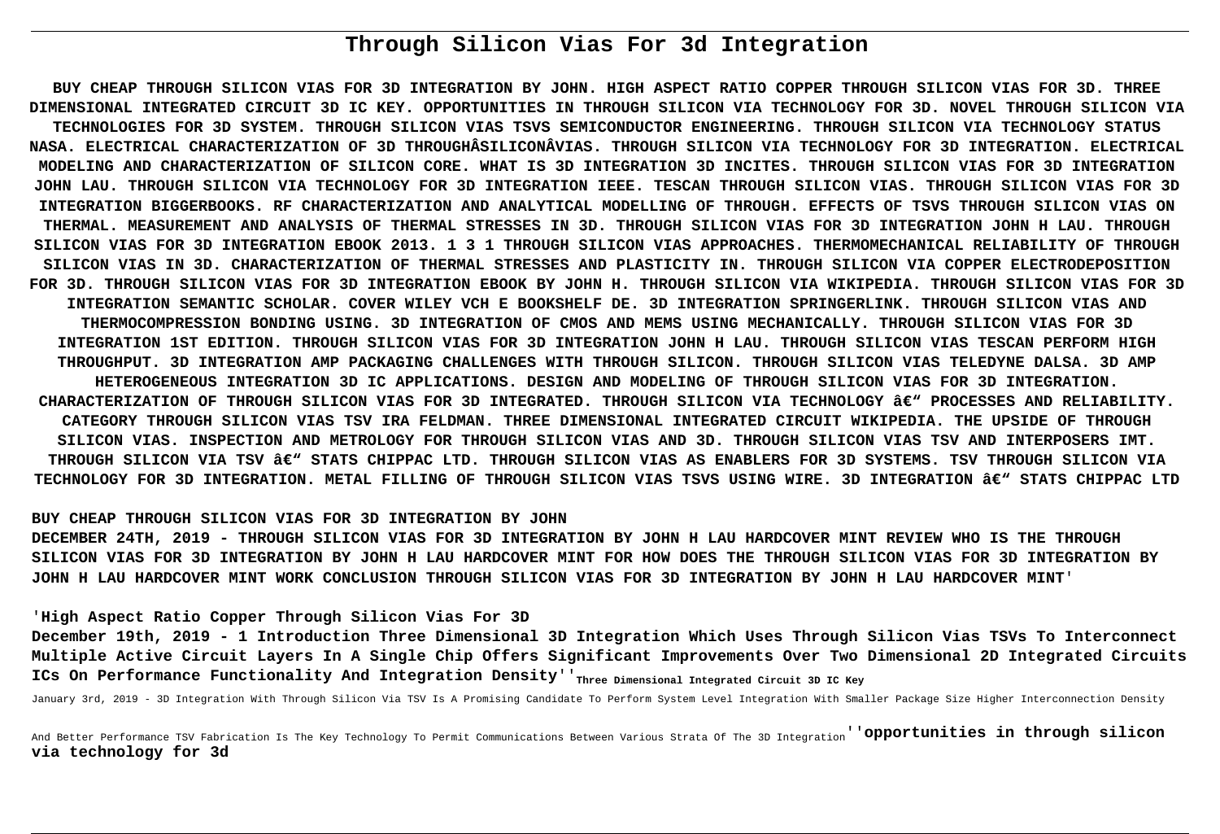# Through Silicon Vias For 3d Integration

**BUY CHEAP THROUGH SILICON VIAS FOR 3D INTEGRATION BY JOHN. HIGH ASPECT RATIO COPPER THROUGH SILICON VIAS FOR 3D. THREE DIMENSIONAL INTEGRATED CIRCUIT 3D IC KEY. OPPORTUNITIES IN THROUGH SILICON VIA TECHNOLOGY FOR 3D. NOVEL THROUGH SILICON VIA TECHNOLOGIES FOR 3D SYSTEM. THROUGH SILICON VIAS TSVS SEMICONDUCTOR ENGINEERING. THROUGH SILICON VIA TECHNOLOGY STATUS NASA. ELECTRICAL CHARACTERIZATION OF 3D THROUGHÂSILICONÂVIAS. THROUGH SILICON VIA TECHNOLOGY FOR 3D INTEGRATION. ELECTRICAL MODELING AND CHARACTERIZATION OF SILICON CORE. WHAT IS 3D INTEGRATION 3D INCITES. THROUGH SILICON VIAS FOR 3D INTEGRATION JOHN LAU. THROUGH SILICON VIA TECHNOLOGY FOR 3D INTEGRATION IEEE. TESCAN THROUGH SILICON VIAS. THROUGH SILICON VIAS FOR 3D INTEGRATION BIGGERBOOKS. RF CHARACTERIZATION AND ANALYTICAL MODELLING OF THROUGH. EFFECTS OF TSVS THROUGH SILICON VIAS ON THERMAL. MEASUREMENT AND ANALYSIS OF THERMAL STRESSES IN 3D. THROUGH SILICON VIAS FOR 3D INTEGRATION JOHN H LAU. THROUGH SILICON VIAS FOR 3D INTEGRATION EBOOK 2013. 1 3 1 THROUGH SILICON VIAS APPROACHES. THERMOMECHANICAL RELIABILITY OF THROUGH SILICON VIAS IN 3D. CHARACTERIZATION OF THERMAL STRESSES AND PLASTICITY IN. THROUGH SILICON VIA COPPER ELECTRODEPOSITION FOR 3D. THROUGH SILICON VIAS FOR 3D INTEGRATION EBOOK BY JOHN H. THROUGH SILICON VIA WIKIPEDIA. THROUGH SILICON VIAS FOR 3D INTEGRATION SEMANTIC SCHOLAR. COVER WILEY VCH E BOOKSHELF DE. 3D INTEGRATION SPRINGERLINK. THROUGH SILICON VIAS AND THERMOCOMPRESSION BONDING USING. 3D INTEGRATION OF CMOS AND MEMS USING MECHANICALLY. THROUGH SILICON VIAS FOR 3D INTEGRATION 1ST EDITION. THROUGH SILICON VIAS FOR 3D INTEGRATION JOHN H LAU. THROUGH SILICON VIAS TESCAN PERFORM HIGH THROUGHPUT. 3D INTEGRATION AMP PACKAGING CHALLENGES WITH THROUGH SILICON. THROUGH SILICON VIAS TELEDYNE DALSA. 3D AMP HETEROGENEOUS INTEGRATION 3D IC APPLICATIONS. DESIGN AND MODELING OF THROUGH SILICON VIAS FOR 3D INTEGRATION. CHARACTERIZATION OF THROUGH SILICON VIAS FOR 3D INTEGRATED. THROUGH SILICON VIA TECHNOLOGY â€" PROCESSES AND RELIABILITY. CATEGORY THROUGH SILICON VIAS TSV IRA FELDMAN. THREE DIMENSIONAL INTEGRATED CIRCUIT WIKIPEDIA. THE UPSIDE OF THROUGH SILICON VIAS. INSPECTION AND METROLOGY FOR THROUGH SILICON VIAS AND 3D. THROUGH SILICON VIAS TSV AND INTERPOSERS IMT. THROUGH SILICON VIA TSV â€" STATS CHIPPAC LTD. THROUGH SILICON VIAS AS ENABLERS FOR 3D SYSTEMS. TSV THROUGH SILICON VIA TECHNOLOGY FOR 3D INTEGRATION. METAL FILLING OF THROUGH SILICON VIAS TSVS USING WIRE. 3D INTEGRATION â€" STATS CHIPPAC LTD**

**BUY CHEAP THROUGH SILICON VIAS FOR 3D INTEGRATION BY JOHN**

**DECEMBER 24TH, 2019 - THROUGH SILICON VIAS FOR 3D INTEGRATION BY JOHN H LAU HARDCOVER MINT REVIEW WHO IS THE THROUGH SILICON VIAS FOR 3D INTEGRATION BY JOHN H LAU HARDCOVER MINT FOR HOW DOES THE THROUGH SILICON VIAS FOR 3D INTEGRATION BY JOHN H LAU HARDCOVER MINT WORK CONCLUSION THROUGH SILICON VIAS FOR 3D INTEGRATION BY JOHN H LAU HARDCOVER MINT'**

'**High Aspect Ratio Copper Through Silicon Vias For 3D**

**December 19th, 2019 - 1 Introduction Three Dimensional 3D Integration Which Uses Through Silicon Vias TSVs To Interconnect Multiple Active Circuit Layers In A Single Chip Offers Significant Improvements Over Two Dimensional 2D Integrated Circuits ICs On Performance Functionality And Integration Density**''**Three Dimensional Integrated Circuit 3D IC Key**

January 3rd, 2019 - 3D Integration With Through Silicon Via TSV Is A Promising Candidate To Perform System Level Integration With Smaller Package Size Higher Interconnection Density And Better Performance TSV Fabrication Is The Key Technology To Permit Communications Between Various Strata Of The 3D Integration''**opportunities in through silicon via technology for 3d**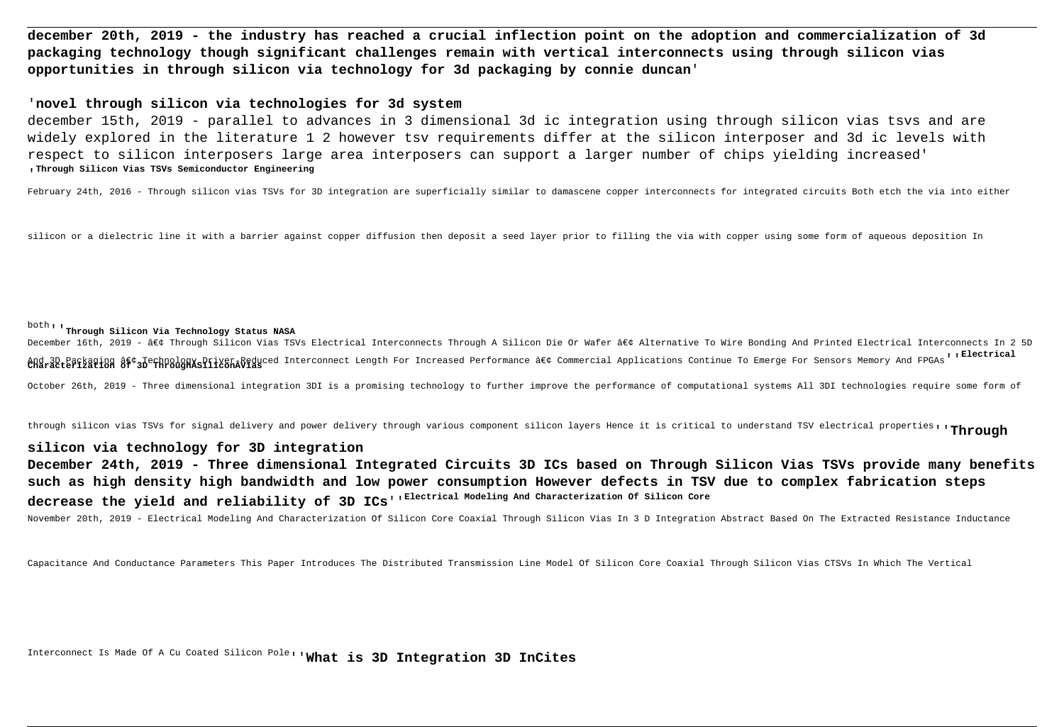**december 20th, 2019 - the industry has reached a crucial inflection point on the adoption and commercialization of 3d packaging technology though significant challenges remain with vertical interconnects using through silicon vias opportunities in through silicon via technology for 3d packaging by connie duncan**'

'**novel through silicon via technologies for 3d system**

december 15th, 2019 - parallel to advances in 3 dimensional 3d ic integration using through silicon vias tsvs and are widely explored in the literature 1 2 however tsv requirements differ at the silicon interposer and 3d ic levels with respect to silicon interposers large area interposers can support a larger number of chips yielding increased' '**Through Silicon Vias TSVs Semiconductor Engineering**

February 24th, 2016 - Through silicon vias TSVs for 3D integration are superficially similar to damascene copper interconnects for integrated circuits Both etch the via into either silicon or a dielectric line it with a barrier against copper diffusion then deposit a seed layer prior to filling the via with copper using some form of aqueous deposition In both''**Through Silicon Via Technology Status NASA**

December 16th, 2019 - â€¢ Through Silicon Vias TSVs Electrical Interconnects Through A Silicon Die Or Wafer â€¢ Alternative To Wire Bonding And Printed Electrical Interconnects In 2 5D And 3D Packaging â€¢ Technology Driver Reduced Interconnect Length For Increased Performance â€¢ Commercial Applications Continue To Emerge For Sensors Memory And FPGAs''**Electrical Characterization of 3D ThroughASiliconAVias**

October 26th, 2019 - Three dimensional integration 3DI is a promising technology to further improve the performance of computational systems All 3DI technologies require some form of through silicon vias TSVs for signal delivery and power delivery through various component silicon layers Hence it is critical to understand TSV electrical properties''**Through silicon via technology for 3D integration**

**December 24th, 2019 - Three dimensional Integrated Circuits 3D ICs based on Through Silicon Vias TSVs provide many benefits such as high density high bandwidth and low power consumption However defects in TSV due to complex fabrication steps decrease the yield and reliability of 3D ICs**''**Electrical Modeling And Characterization Of Silicon Core**

November 20th, 2019 - Electrical Modeling And Characterization Of Silicon Core Coaxial Through Silicon Vias In 3 D Integration Abstract Based On The Extracted Resistance Inductance Capacitance And Conductance Parameters This Paper Introduces The Distributed Transmission Line Model Of Silicon Core Coaxial Through Silicon Vias CTSVs In Which The Vertical Interconnect Is Made Of A Cu Coated Silicon Pole''**What is 3D Integration 3D InCites**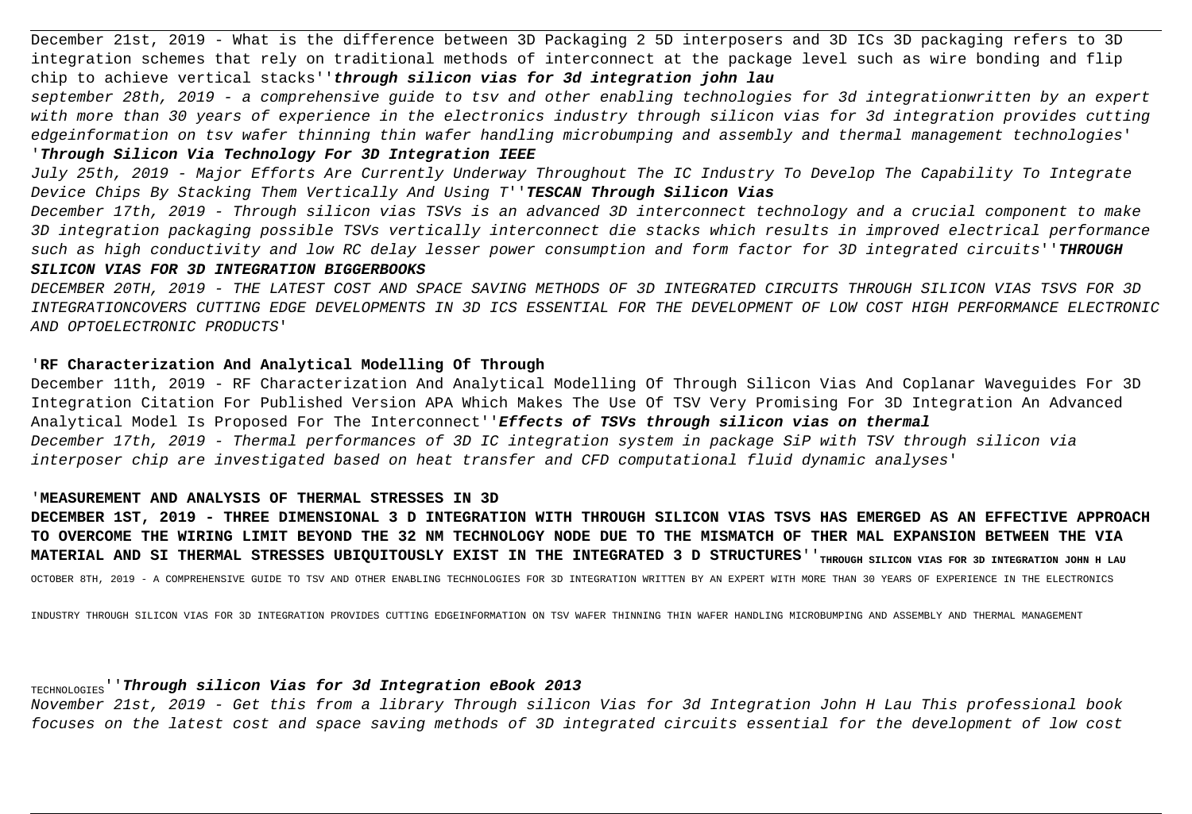December 21st, 2019 - What is the difference between 3D Packaging 2 5D interposers and 3D ICs 3D packaging refers to 3D integration schemes that rely on traditional methods of interconnect at the package level such as wire bonding and flip chip to achieve vertical stacks''**through silicon vias for 3d integration john lau**

*september 28th, 2019 - a comprehensive guide to tsv and other enabling technologies for 3d integrationwritten by an expert with more than 30 years of experience in the electronics industry through silicon vias for 3d integration provides cutting edgeinformation on tsv wafer thinning thin wafer handling microbumping and assembly and thermal management technologies'*

'**Through Silicon Via Technology For 3D Integration IEEE**

*July 25th, 2019 - Major Efforts Are Currently Underway Throughout The IC Industry To Develop The Capability To Integrate Device Chips By Stacking Them Vertically And Using T''***TESCAN Through Silicon Vias**

*December 17th, 2019 - Through silicon vias TSVs is an advanced 3D interconnect technology and a crucial component to make 3D integration packaging possible TSVs vertically interconnect die stacks which results in improved electrical performance such as high conductivity and low RC delay lesser power consumption and form factor for 3D integrated circuits''***THROUGH SILICON VIAS FOR 3D INTEGRATION BIGGERBOOKS**

*DECEMBER 20TH, 2019 - THE LATEST COST AND SPACE SAVING METHODS OF 3D INTEGRATED CIRCUITS THROUGH SILICON VIAS TSVS FOR 3D INTEGRATIONCOVERS CUTTING EDGE DEVELOPMENTS IN 3D ICS ESSENTIAL FOR THE DEVELOPMENT OF LOW COST HIGH PERFORMANCE ELECTRONIC AND OPTOELECTRONIC PRODUCTS'*

'**RF Characterization And Analytical Modelling Of Through**

December 11th, 2019 - RF Characterization And Analytical Modelling Of Through Silicon Vias And Coplanar Waveguides For 3D Integration Citation For Published Version APA Which Makes The Use Of TSV Very Promising For 3D Integration An Advanced Analytical Model Is Proposed For The Interconnect''***Effects of TSVs through silicon vias on thermal***

*December 17th, 2019 - Thermal performances of 3D IC integration system in package SiP with TSV through silicon via interposer chip are investigated based on heat transfer and CFD computational fluid dynamic analyses'*

'**MEASUREMENT AND ANALYSIS OF THERMAL STRESSES IN 3D**

**DECEMBER 1ST, 2019 - THREE DIMENSIONAL 3 D INTEGRATION WITH THROUGH SILICON VIAS TSVS HAS EMERGED AS AN EFFECTIVE APPROACH TO OVERCOME THE WIRING LIMIT BEYOND THE 32 NM TECHNOLOGY NODE DUE TO THE MISMATCH OF THER MAL EXPANSION BETWEEN THE VIA MATERIAL AND SI THERMAL STRESSES UBIQUITOUSLY EXIST IN THE INTEGRATED 3 D STRUCTURES''**THROUGH SILICON VIAS FOR 3D INTEGRATION JOHN H LAU

OCTOBER 8TH, 2019 - A COMPREHENSIVE GUIDE TO TSV AND OTHER ENABLING TECHNOLOGIES FOR 3D INTEGRATION WRITTEN BY AN EXPERT WITH MORE THAN 30 YEARS OF EXPERIENCE IN THE ELECTRONICS INDUSTRY THROUGH SILICON VIAS FOR 3D INTEGRATION PROVIDES CUTTING EDGEINFORMATION ON TSV WAFER THINNING THIN WAFER HANDLING MICROBUMPING AND ASSEMBLY AND THERMAL MANAGEMENT TECHNOLOGIES''***Through silicon Vias for 3d Integration eBook 2013***

*November 21st, 2019 - Get this from a library Through silicon Vias for 3d Integration John H Lau This professional book focuses on the latest cost and space saving methods of 3D integrated circuits essential for the development of low cost*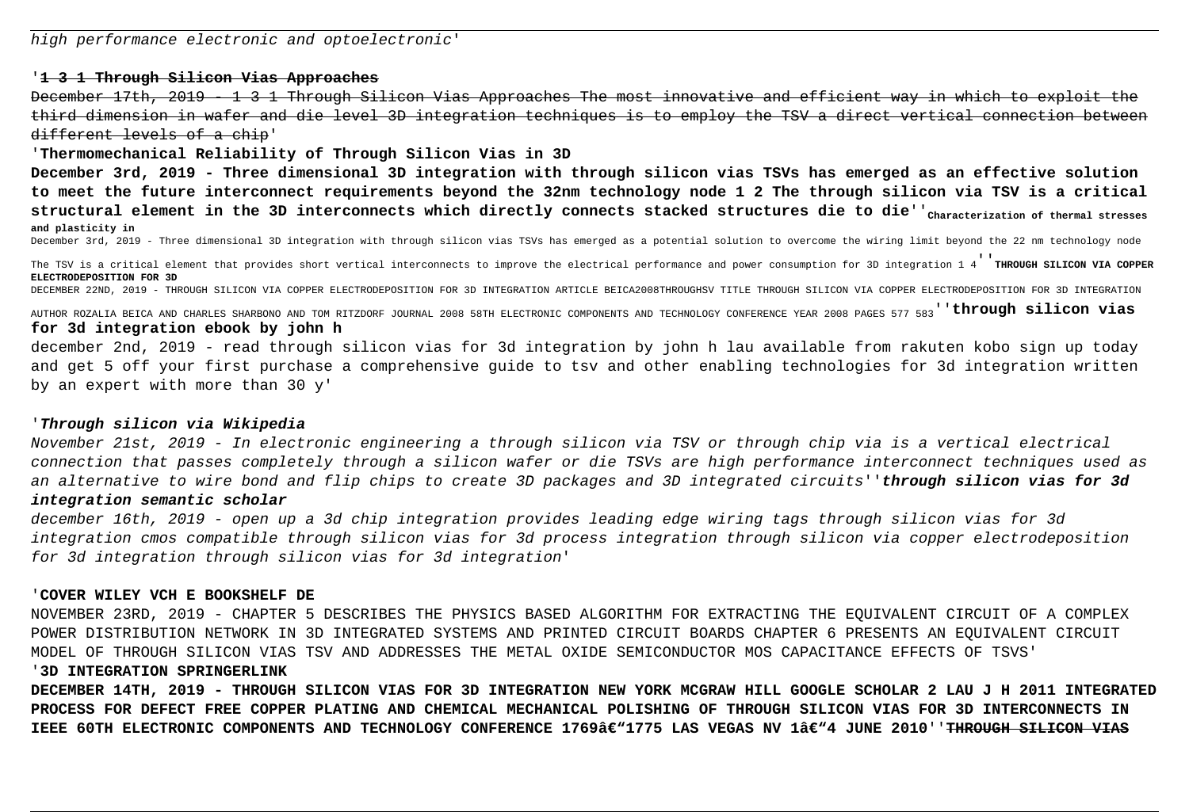high performance electronic and optoelectronic'

'**1 3 1 Through Silicon Vias Approaches**

December 17th, 2019 - 1 3 1 Through Silicon Vias Approaches The most innovative and efficient way in which to exploit the third dimension in wafer and die level 3D integration techniques is to employ the TSV a direct vertical connection between different levels of a chip'

'**Thermomechanical Reliability of Through Silicon Vias in 3D**

**December 3rd, 2019 - Three dimensional 3D integration with through silicon vias TSVs has emerged as an effective solution to meet the future interconnect requirements beyond the 32nm technology node 1 2 The through silicon via TSV is a critical structural element in the 3D interconnects which directly connects stacked structures die to die**''**Characterization of thermal stresses and plasticity in**

December 3rd, 2019 - Three dimensional 3D integration with through silicon vias TSVs has emerged as a potential solution to overcome the wiring limit beyond the 22 nm technology node The TSV is a critical element that provides short vertical interconnects to improve the electrical performance and power consumption for 3D integration 1 4''**THROUGH SILICON VIA COPPER ELECTRODEPOSITION FOR 3D**

DECEMBER 22ND, 2019 - THROUGH SILICON VIA COPPER ELECTRODEPOSITION FOR 3D INTEGRATION ARTICLE BEICA2008THROUGHSV TITLE THROUGH SILICON VIA COPPER ELECTRODEPOSITION FOR 3D INTEGRATION AUTHOR ROZALIA BEICA AND CHARLES SHARBONO AND TOM RITZDORF JOURNAL 2008 58TH ELECTRONIC COMPONENTS AND TECHNOLOGY CONFERENCE YEAR 2008 PAGES 577 583''**through silicon vias for 3d integration ebook by john h**

december 2nd, 2019 - read through silicon vias for 3d integration by john h lau available from rakuten kobo sign up today and get 5 off your first purchase a comprehensive guide to tsv and other enabling technologies for 3d integration written by an expert with more than 30 y'

'**Through silicon via Wikipedia**

*November 21st, 2019 - In electronic engineering a through silicon via TSV or through chip via is a vertical electrical connection that passes completely through a silicon wafer or die TSVs are high performance interconnect techniques used as an alternative to wire bond and flip chips to create 3D packages and 3D integrated circuits*''**through silicon vias for 3d integration semantic scholar**

*december 16th, 2019 - open up a 3d chip integration provides leading edge wiring tags through silicon vias for 3d integration cmos compatible through silicon vias for 3d process integration through silicon via copper electrodeposition for 3d integration through silicon vias for 3d integration*'

'**COVER WILEY VCH E BOOKSHELF DE**

NOVEMBER 23RD, 2019 - CHAPTER 5 DESCRIBES THE PHYSICS BASED ALGORITHM FOR EXTRACTING THE EQUIVALENT CIRCUIT OF A COMPLEX POWER DISTRIBUTION NETWORK IN 3D INTEGRATED SYSTEMS AND PRINTED CIRCUIT BOARDS CHAPTER 6 PRESENTS AN EQUIVALENT CIRCUIT MODEL OF THROUGH SILICON VIAS TSV AND ADDRESSES THE METAL OXIDE SEMICONDUCTOR MOS CAPACITANCE EFFECTS OF TSVS'

'**3D INTEGRATION SPRINGERLINK**

**DECEMBER 14TH, 2019 - THROUGH SILICON VIAS FOR 3D INTEGRATION NEW YORK MCGRAW HILL GOOGLE SCHOLAR 2 LAU J H 2011 INTEGRATED PROCESS FOR DEFECT FREE COPPER PLATING AND CHEMICAL MECHANICAL POLISHING OF THROUGH SILICON VIAS FOR 3D INTERCONNECTS IN IEEE 60TH ELECTRONIC COMPONENTS AND TECHNOLOGY CONFERENCE 1769â€“1775 LAS VEGAS NV 1â€“4 JUNE 2010**''**THROUGH SILICON VIAS**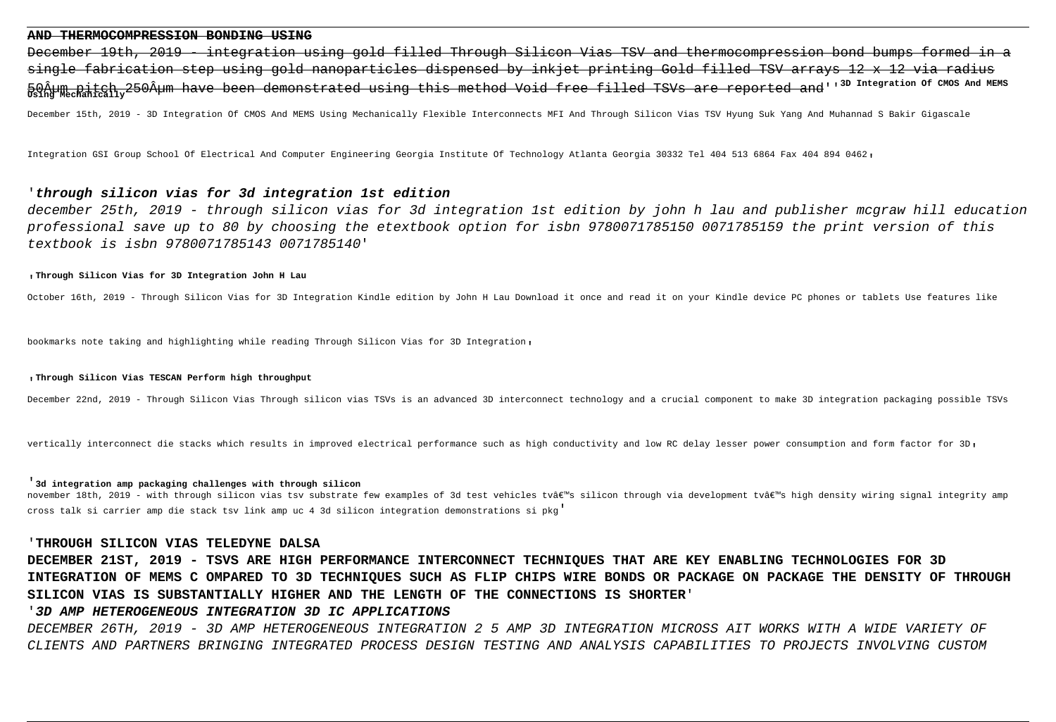**AND THERMOCOMPRESSION BONDING USING**

December 19th, 2019 - integration using gold filled Through Silicon Vias TSV and thermocompression bond bumps formed in a single fabrication step using gold nanoparticles dispensed by inkjet printing Gold filled TSV arrays 12 x 12 via radius 50Âµm pitch 250Âµm have been demonstrated using this method Void free filled TSVs are reported and''**3D Integration Of CMOS And MEMS Using Mechanically**

December 15th, 2019 - 3D Integration Of CMOS And MEMS Using Mechanically Flexible Interconnects MFI And Through Silicon Vias TSV Hyung Suk Yang And Muhannad S Bakir Gigascale Integration GSI Group School Of Electrical And Computer Engineering Georgia Institute Of Technology Atlanta Georgia 30332 Tel 404 513 6864 Fax 404 894 0462'

'***through silicon vias for 3d integration 1st edition***

*december 25th, 2019 - through silicon vias for 3d integration 1st edition by john h lau and publisher mcgraw hill education professional save up to 80 by choosing the etextbook option for isbn 9780071785150 0071785159 the print version of this textbook is isbn 9780071785143 0071785140'*

'**Through Silicon Vias for 3D Integration John H Lau**

October 16th, 2019 - Through Silicon Vias for 3D Integration Kindle edition by John H Lau Download it once and read it on your Kindle device PC phones or tablets Use features like bookmarks note taking and highlighting while reading Through Silicon Vias for 3D Integration'

'**Through Silicon Vias TESCAN Perform high throughput**

December 22nd, 2019 - Through Silicon Vias Through silicon vias TSVs is an advanced 3D interconnect technology and a crucial component to make 3D integration packaging possible TSVs vertically interconnect die stacks which results in improved electrical performance such as high conductivity and low RC delay lesser power consumption and form factor for 3D'

'**3d integration amp packaging challenges with through silicon**

november 18th, 2019 - with through silicon vias tsv substrate few examples of 3d test vehicles tvâ€™s silicon through via development tvâ€™s high density wiring signal integrity amp cross talk si carrier amp die stack tsv link amp uc 4 3d silicon integration demonstrations si pkg'

'**THROUGH SILICON VIAS TELEDYNE DALSA**

**DECEMBER 21ST, 2019 - TSVS ARE HIGH PERFORMANCE INTERCONNECT TECHNIQUES THAT ARE KEY ENABLING TECHNOLOGIES FOR 3D INTEGRATION OF MEMS C OMPARED TO 3D TECHNIQUES SUCH AS FLIP CHIPS WIRE BONDS OR PACKAGE ON PACKAGE THE DENSITY OF THROUGH SILICON VIAS IS SUBSTANTIALLY HIGHER AND THE LENGTH OF THE CONNECTIONS IS SHORTER'**

'***3D AMP HETEROGENEOUS INTEGRATION 3D IC APPLICATIONS***

*DECEMBER 26TH, 2019 - 3D AMP HETEROGENEOUS INTEGRATION 2 5 AMP 3D INTEGRATION MICROSS AIT WORKS WITH A WIDE VARIETY OF CLIENTS AND PARTNERS BRINGING INTEGRATED PROCESS DESIGN TESTING AND ANALYSIS CAPABILITIES TO PROJECTS INVOLVING CUSTOM*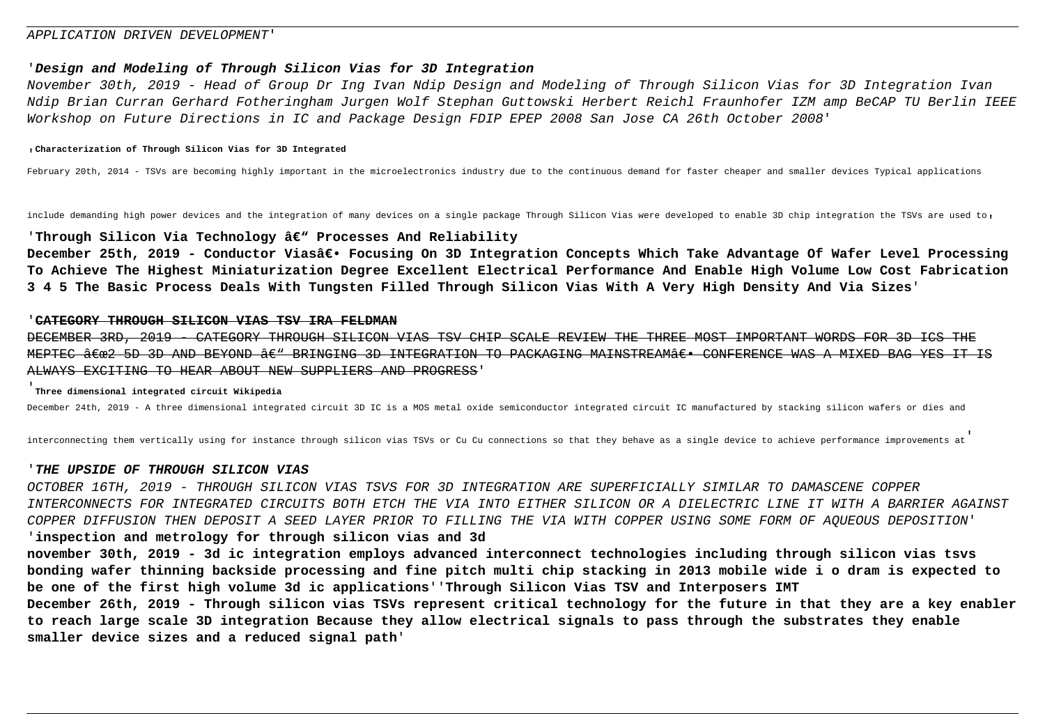APPLICATION DRIVEN DEVELOPMENT'

'***Design and Modeling of Through Silicon Vias for 3D Integration***

*November 30th, 2019 - Head of Group Dr Ing Ivan Ndip Design and Modeling of Through Silicon Vias for 3D Integration Ivan Ndip Brian Curran Gerhard Fotheringham Jurgen Wolf Stephan Guttowski Herbert Reichl Fraunhofer IZM amp BeCAP TU Berlin IEEE Workshop on Future Directions in IC and Package Design FDIP EPEP 2008 San Jose CA 26th October 2008*'

'**Characterization of Through Silicon Vias for 3D Integrated**

February 20th, 2014 - TSVs are becoming highly important in the microelectronics industry due to the continuous demand for faster cheaper and smaller devices Typical applications include demanding high power devices and the integration of many devices on a single package Through Silicon Vias were developed to enable 3D chip integration the TSVs are used to'

'**Through Silicon Via Technology â€" Processes And Reliability**

**December 25th, 2019 - Conductor Viasâ€• Focusing On 3D Integration Concepts Which Take Advantage Of Wafer Level Processing To Achieve The Highest Miniaturization Degree Excellent Electrical Performance And Enable High Volume Low Cost Fabrication 3 4 5 The Basic Process Deals With Tungsten Filled Through Silicon Vias With A Very High Density And Via Sizes**'

'~~**CATEGORY THROUGH SILICON VIAS TSV IRA FELDMAN**~~

~~DECEMBER 3RD, 2019 - CATEGORY THROUGH SILICON VIAS TSV CHIP SCALE REVIEW THE THREE MOST IMPORTANT WORDS FOR 3D ICS THE MEPTEC â€œ2 5D 3D AND BEYOND â€" BRINGING 3D INTEGRATION TO PACKAGING MAINSTREAMâ€• CONFERENCE WAS A MIXED BAG YES IT IS ALWAYS EXCITING TO HEAR ABOUT NEW SUPPLIERS AND PROGRESS~~'

'**Three dimensional integrated circuit Wikipedia**

December 24th, 2019 - A three dimensional integrated circuit 3D IC is a MOS metal oxide semiconductor integrated circuit IC manufactured by stacking silicon wafers or dies and interconnecting them vertically using for instance through silicon vias TSVs or Cu Cu connections so that they behave as a single device to achieve performance improvements at'

'***THE UPSIDE OF THROUGH SILICON VIAS***

*OCTOBER 16TH, 2019 - THROUGH SILICON VIAS TSVS FOR 3D INTEGRATION ARE SUPERFICIALLY SIMILAR TO DAMASCENE COPPER INTERCONNECTS FOR INTEGRATED CIRCUITS BOTH ETCH THE VIA INTO EITHER SILICON OR A DIELECTRIC LINE IT WITH A BARRIER AGAINST COPPER DIFFUSION THEN DEPOSIT A SEED LAYER PRIOR TO FILLING THE VIA WITH COPPER USING SOME FORM OF AQUEOUS DEPOSITION*'

'**inspection and metrology for through silicon vias and 3d**

**november 30th, 2019 - 3d ic integration employs advanced interconnect technologies including through silicon vias tsvs bonding wafer thinning backside processing and fine pitch multi chip stacking in 2013 mobile wide i o dram is expected to be one of the first high volume 3d ic applications**''**Through Silicon Vias TSV and Interposers IMT**

**December 26th, 2019 - Through silicon vias TSVs represent critical technology for the future in that they are a key enabler to reach large scale 3D integration Because they allow electrical signals to pass through the substrates they enable smaller device sizes and a reduced signal path**'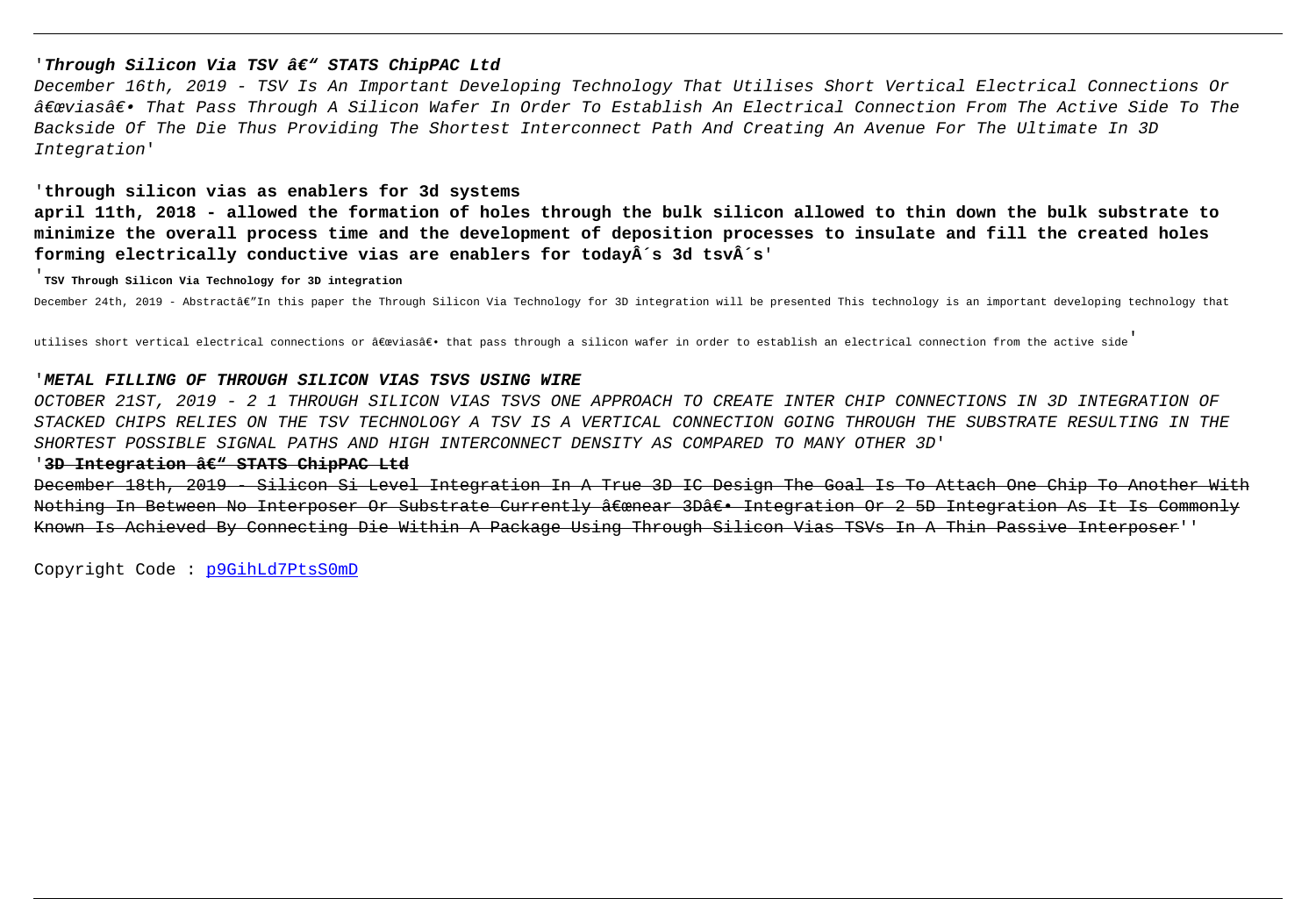'***Through Silicon Via TSV â€" STATS ChipPAC Ltd***

*December 16th, 2019 - TSV Is An Important Developing Technology That Utilises Short Vertical Electrical Connections Or â€œviasâ€• That Pass Through A Silicon Wafer In Order To Establish An Electrical Connection From The Active Side To The Backside Of The Die Thus Providing The Shortest Interconnect Path And Creating An Avenue For The Ultimate In 3D Integration'*

'**through silicon vias as enablers for 3d systems**

**april 11th, 2018 - allowed the formation of holes through the bulk silicon allowed to thin down the bulk substrate to minimize the overall process time and the development of deposition processes to insulate and fill the created holes forming electrically conductive vias are enablers for todayÂ´s 3d tsvÂ´s'**

'**TSV Through Silicon Via Technology for 3D integration**

December 24th, 2019 - Abstractâ€"In this paper the Through Silicon Via Technology for 3D integration will be presented This technology is an important developing technology that utilises short vertical electrical connections or â€œviasâ€• that pass through a silicon wafer in order to establish an electrical connection from the active side'

'***METAL FILLING OF THROUGH SILICON VIAS TSVS USING WIRE***

*OCTOBER 21ST, 2019 - 2 1 THROUGH SILICON VIAS TSVS ONE APPROACH TO CREATE INTER CHIP CONNECTIONS IN 3D INTEGRATION OF STACKED CHIPS RELIES ON THE TSV TECHNOLOGY A TSV IS A VERTICAL CONNECTION GOING THROUGH THE SUBSTRATE RESULTING IN THE SHORTEST POSSIBLE SIGNAL PATHS AND HIGH INTERCONNECT DENSITY AS COMPARED TO MANY OTHER 3D'*

'~~**3D Integration â€" STATS ChipPAC Ltd**~~

~~December 18th, 2019 - Silicon Si Level Integration In A True 3D IC Design The Goal Is To Attach One Chip To Another With Nothing In Between No Interposer Or Substrate Currently â€œnear 3Dâ€• Integration Or 2 5D Integration As It Is Commonly Known Is Achieved By Connecting Die Within A Package Using Through Silicon Vias TSVs In A Thin Passive Interposer''~~

Copyright Code : p9GihLd7PtsS0mD